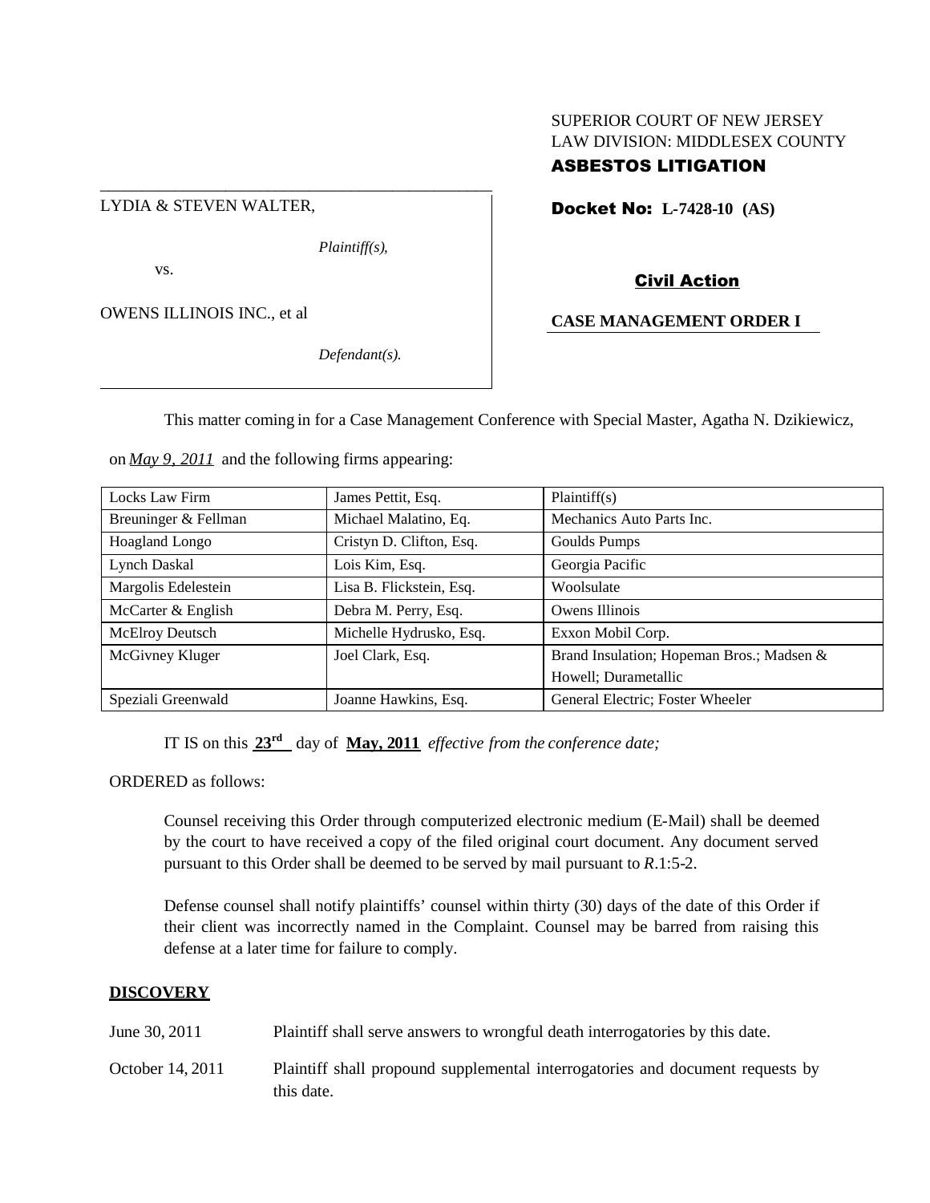SUPERIOR COURT OF NEW JERSEY
LAW DIVISION: MIDDLESEX COUNTY

**ASBESTOS LITIGATION**

LYDIA & STEVEN WALTER,

*Plaintiff(s),*

vs.

OWENS ILLINOIS INC., et al

*Defendant(s).*

**Docket No: L-7428-10 (AS)**

**Civil Action**

**CASE MANAGEMENT ORDER I**

This matter coming in for a Case Management Conference with Special Master, Agatha N. Dzikiewicz, on *May 9, 2011* and the following firms appearing:

| | | |
|---|---|---|
| Locks Law Firm | James Pettit, Esq. | Plaintiff(s) |
| Breuninger & Fellman | Michael Malatino, Eq. | Mechanics Auto Parts Inc. |
| Hoagland Longo | Cristyn D. Clifton, Esq. | Goulds Pumps |
| Lynch Daskal | Lois Kim, Esq. | Georgia Pacific |
| Margolis Edelestein | Lisa B. Flickstein, Esq. | Woolsulate |
| McCarter & English | Debra M. Perry, Esq. | Owens Illinois |
| McElroy Deutsch | Michelle Hydrusko, Esq. | Exxon Mobil Corp. |
| McGivney Kluger | Joel Clark, Esq. | Brand Insulation; Hopeman Bros.; Madsen & Howell; Durametallic |
| Speziali Greenwald | Joanne Hawkins, Esq. | General Electric; Foster Wheeler |

IT IS on this **23rd** day of **May, 2011** *effective from the conference date;*

ORDERED as follows:

Counsel receiving this Order through computerized electronic medium (E-Mail) shall be deemed by the court to have received a copy of the filed original court document. Any document served pursuant to this Order shall be deemed to be served by mail pursuant to *R*.1:5-2.

Defense counsel shall notify plaintiffs' counsel within thirty (30) days of the date of this Order if their client was incorrectly named in the Complaint. Counsel may be barred from raising this defense at a later time for failure to comply.

**DISCOVERY**

June 30, 2011 Plaintiff shall serve answers to wrongful death interrogatories by this date.

October 14, 2011 Plaintiff shall propound supplemental interrogatories and document requests by this date.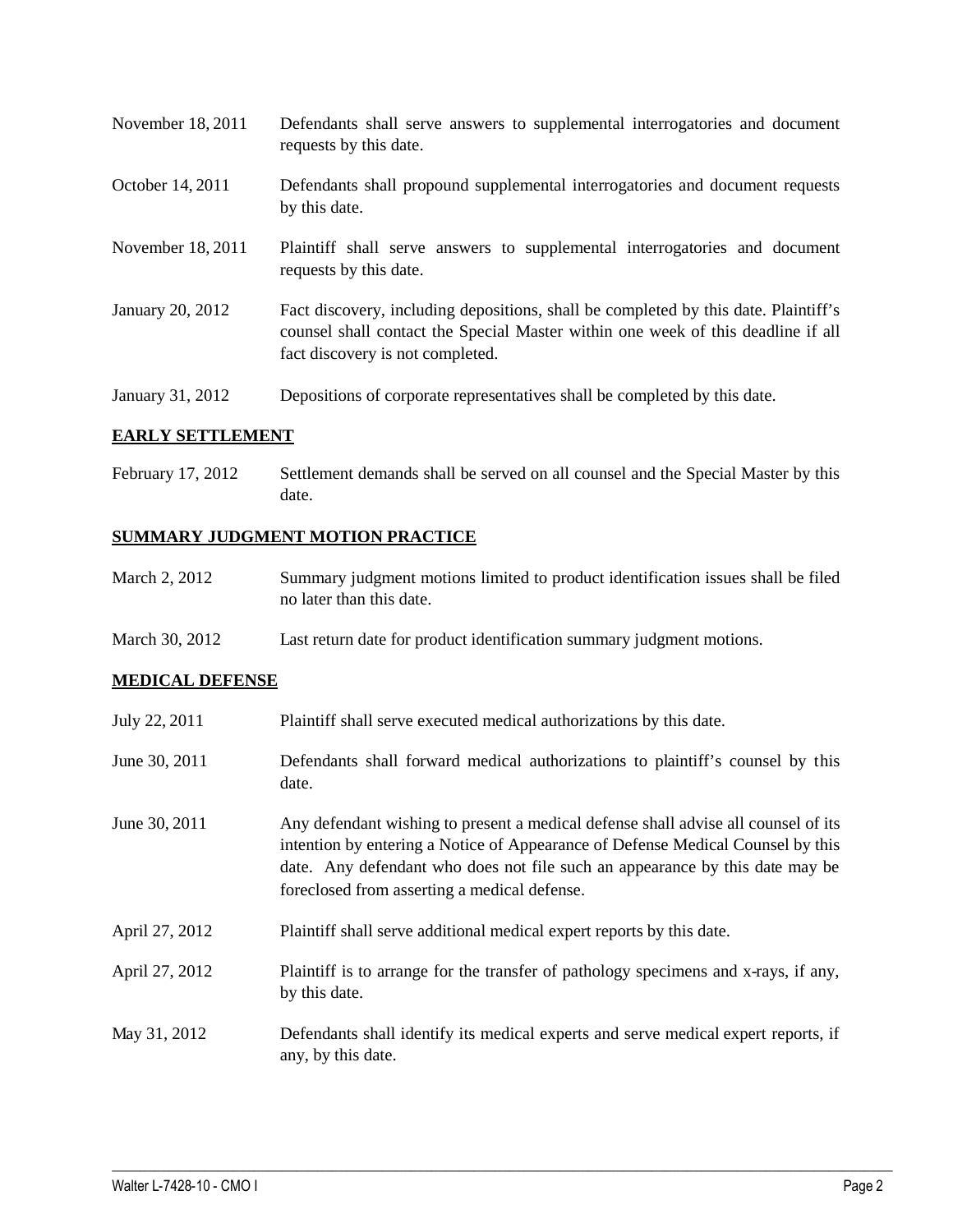| | |
|---|---|
| November 18, 2011 | Defendants shall serve answers to supplemental interrogatories and document requests by this date. |
| October 14, 2011 | Defendants shall propound supplemental interrogatories and document requests by this date. |
| November 18, 2011 | Plaintiff shall serve answers to supplemental interrogatories and document requests by this date. |
| January 20, 2012 | Fact discovery, including depositions, shall be completed by this date. Plaintiff's counsel shall contact the Special Master within one week of this deadline if all fact discovery is not completed. |
| January 31, 2012 | Depositions of corporate representatives shall be completed by this date. |

## EARLY SETTLEMENT

| | |
|---|---|
| February 17, 2012 | Settlement demands shall be served on all counsel and the Special Master by this date. |

## SUMMARY JUDGMENT MOTION PRACTICE

| | |
|---|---|
| March 2, 2012 | Summary judgment motions limited to product identification issues shall be filed no later than this date. |
| March 30, 2012 | Last return date for product identification summary judgment motions. |

## MEDICAL DEFENSE

| | |
|---|---|
| July 22, 2011 | Plaintiff shall serve executed medical authorizations by this date. |
| June 30, 2011 | Defendants shall forward medical authorizations to plaintiff's counsel by this date. |
| June 30, 2011 | Any defendant wishing to present a medical defense shall advise all counsel of its intention by entering a Notice of Appearance of Defense Medical Counsel by this date. Any defendant who does not file such an appearance by this date may be foreclosed from asserting a medical defense. |
| April 27, 2012 | Plaintiff shall serve additional medical expert reports by this date. |
| April 27, 2012 | Plaintiff is to arrange for the transfer of pathology specimens and x-rays, if any, by this date. |
| May 31, 2012 | Defendants shall identify its medical experts and serve medical expert reports, if any, by this date. |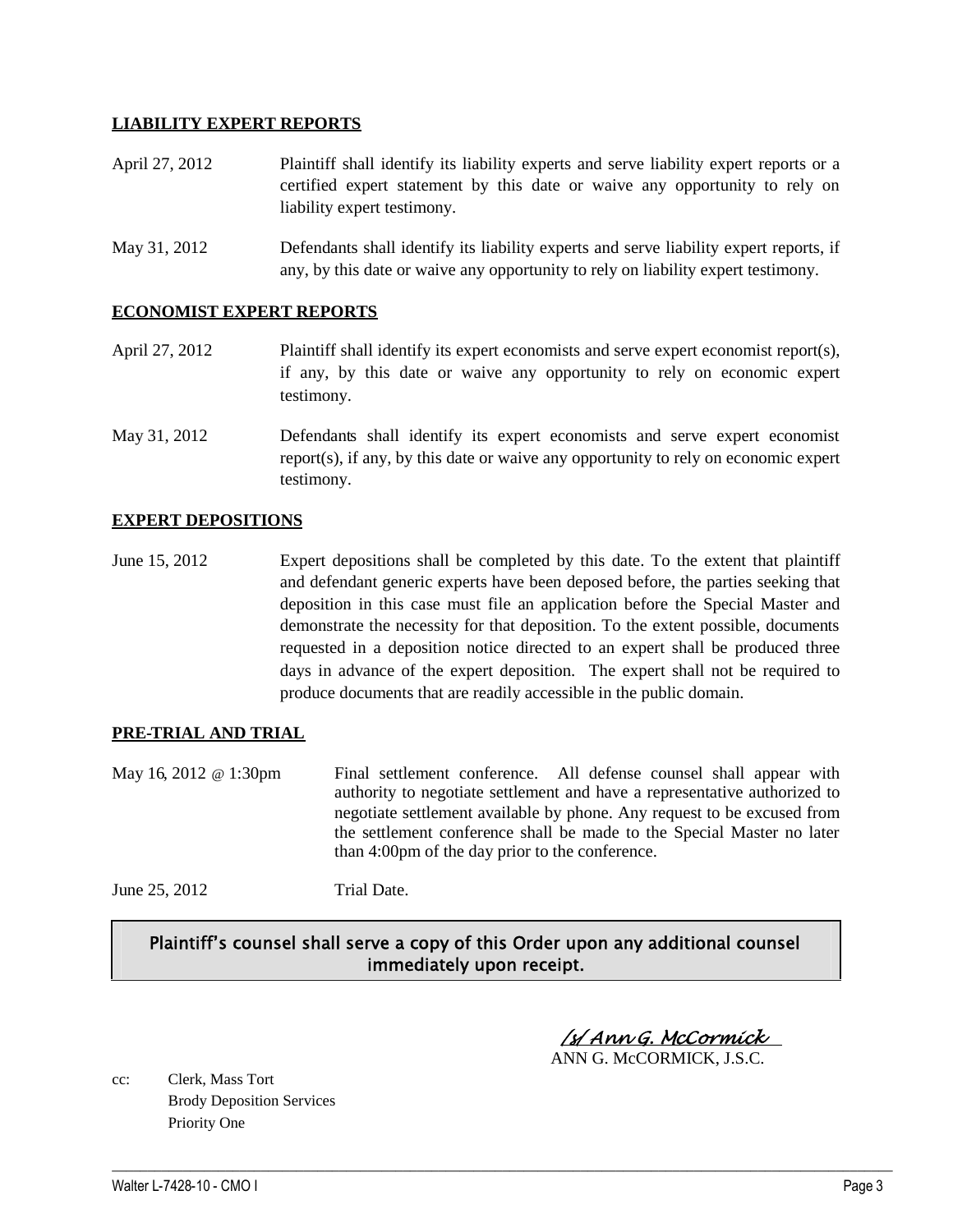**LIABILITY EXPERT REPORTS**

| | |
|---|---|
| April 27, 2012 | Plaintiff shall identify its liability experts and serve liability expert reports or a certified expert statement by this date or waive any opportunity to rely on liability expert testimony. |
| May 31, 2012 | Defendants shall identify its liability experts and serve liability expert reports, if any, by this date or waive any opportunity to rely on liability expert testimony. |

**ECONOMIST EXPERT REPORTS**

| | |
|---|---|
| April 27, 2012 | Plaintiff shall identify its expert economists and serve expert economist report(s), if any, by this date or waive any opportunity to rely on economic expert testimony. |
| May 31, 2012 | Defendants shall identify its expert economists and serve expert economist report(s), if any, by this date or waive any opportunity to rely on economic expert testimony. |

**EXPERT DEPOSITIONS**

| | |
|---|---|
| June 15, 2012 | Expert depositions shall be completed by this date. To the extent that plaintiff and defendant generic experts have been deposed before, the parties seeking that deposition in this case must file an application before the Special Master and demonstrate the necessity for that deposition. To the extent possible, documents requested in a deposition notice directed to an expert shall be produced three days in advance of the expert deposition. The expert shall not be required to produce documents that are readily accessible in the public domain. |

**PRE-TRIAL AND TRIAL**

| | |
|---|---|
| May 16, 2012 @ 1:30pm | Final settlement conference. All defense counsel shall appear with authority to negotiate settlement and have a representative authorized to negotiate settlement available by phone. Any request to be excused from the settlement conference shall be made to the Special Master no later than 4:00pm of the day prior to the conference. |
| June 25, 2012 | Trial Date. |

**Plaintiff's counsel shall serve a copy of this Order upon any additional counsel immediately upon receipt.**

/s/ Ann G. McCormick

ANN G. McCORMICK, J.S.C.

cc: Clerk, Mass Tort
Brody Deposition Services
Priority One

Walter L-7428-10 - CMO I